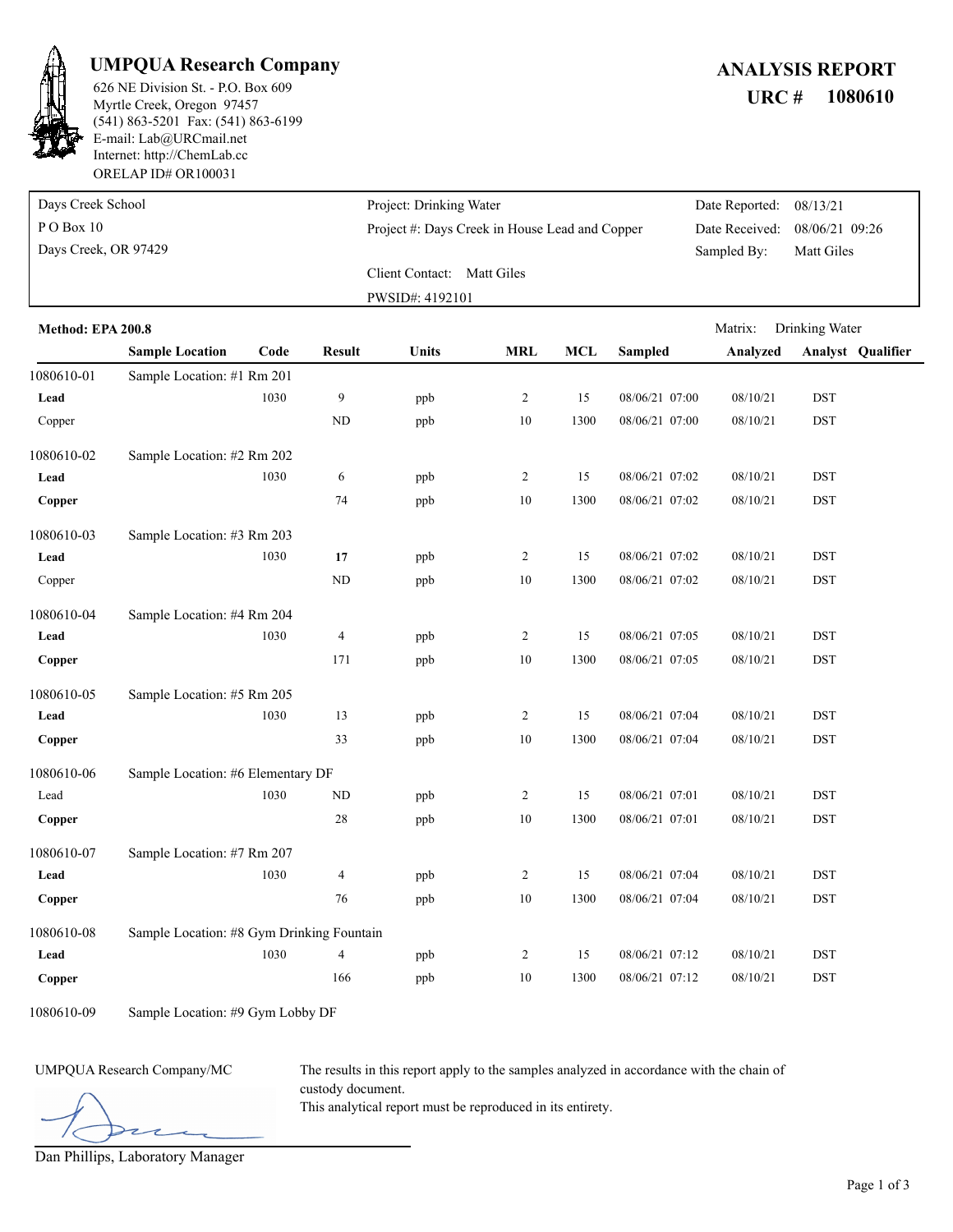# UMPQUA Research Company

626 NE Division St. - P.O. Box 609
Myrtle Creek, Oregon 97457
(541) 863-5201 Fax: (541) 863-6199
E-mail: Lab@URCmail.net
Internet: http://ChemLab.cc
ORELAP ID# OR100031

## ANALYSIS REPORT
## URC # 1080610

| | | |
|---|---|---|
| Days Creek School | Project: Drinking Water | Date Reported: 08/13/21 |
| P O Box 10 | Project #: Days Creek in House Lead and Copper | Date Received: 08/06/21 09:26 |
| Days Creek, OR 97429 | | Sampled By: Matt Giles |
| | Client Contact: Matt Giles | |
| | PWSID#: 4192101 | |

**Method: EPA 200.8** Matrix: Drinking Water

| | Sample Location | Code | Result | Units | MRL | MCL | Sampled | Analyzed | Analyst | Qualifier |
|---|---|---|---|---|---|---|---|---|---|---|
| 1080610-01 | Sample Location: #1 Rm 201 | | | | | | | | | |
| **Lead** | | 1030 | 9 | ppb | 2 | 15 | 08/06/21 07:00 | 08/10/21 | DST | |
| Copper | | | ND | ppb | 10 | 1300 | 08/06/21 07:00 | 08/10/21 | DST | |
| 1080610-02 | Sample Location: #2 Rm 202 | | | | | | | | | |
| **Lead** | | 1030 | 6 | ppb | 2 | 15 | 08/06/21 07:02 | 08/10/21 | DST | |
| **Copper** | | | 74 | ppb | 10 | 1300 | 08/06/21 07:02 | 08/10/21 | DST | |
| 1080610-03 | Sample Location: #3 Rm 203 | | | | | | | | | |
| **Lead** | | 1030 | **17** | ppb | 2 | 15 | 08/06/21 07:02 | 08/10/21 | DST | |
| Copper | | | ND | ppb | 10 | 1300 | 08/06/21 07:02 | 08/10/21 | DST | |
| 1080610-04 | Sample Location: #4 Rm 204 | | | | | | | | | |
| **Lead** | | 1030 | 4 | ppb | 2 | 15 | 08/06/21 07:05 | 08/10/21 | DST | |
| **Copper** | | | 171 | ppb | 10 | 1300 | 08/06/21 07:05 | 08/10/21 | DST | |
| 1080610-05 | Sample Location: #5 Rm 205 | | | | | | | | | |
| **Lead** | | 1030 | 13 | ppb | 2 | 15 | 08/06/21 07:04 | 08/10/21 | DST | |
| **Copper** | | | 33 | ppb | 10 | 1300 | 08/06/21 07:04 | 08/10/21 | DST | |
| 1080610-06 | Sample Location: #6 Elementary DF | | | | | | | | | |
| Lead | | 1030 | ND | ppb | 2 | 15 | 08/06/21 07:01 | 08/10/21 | DST | |
| **Copper** | | | 28 | ppb | 10 | 1300 | 08/06/21 07:01 | 08/10/21 | DST | |
| 1080610-07 | Sample Location: #7 Rm 207 | | | | | | | | | |
| **Lead** | | 1030 | 4 | ppb | 2 | 15 | 08/06/21 07:04 | 08/10/21 | DST | |
| **Copper** | | | 76 | ppb | 10 | 1300 | 08/06/21 07:04 | 08/10/21 | DST | |
| 1080610-08 | Sample Location: #8 Gym Drinking Fountain | | | | | | | | | |
| **Lead** | | 1030 | 4 | ppb | 2 | 15 | 08/06/21 07:12 | 08/10/21 | DST | |
| **Copper** | | | 166 | ppb | 10 | 1300 | 08/06/21 07:12 | 08/10/21 | DST | |
| 1080610-09 | Sample Location: #9 Gym Lobby DF | | | | | | | | | |

UMPQUA Research Company/MC

Dan Phillips, Laboratory Manager

The results in this report apply to the samples analyzed in accordance with the chain of custody document.
This analytical report must be reproduced in its entirety.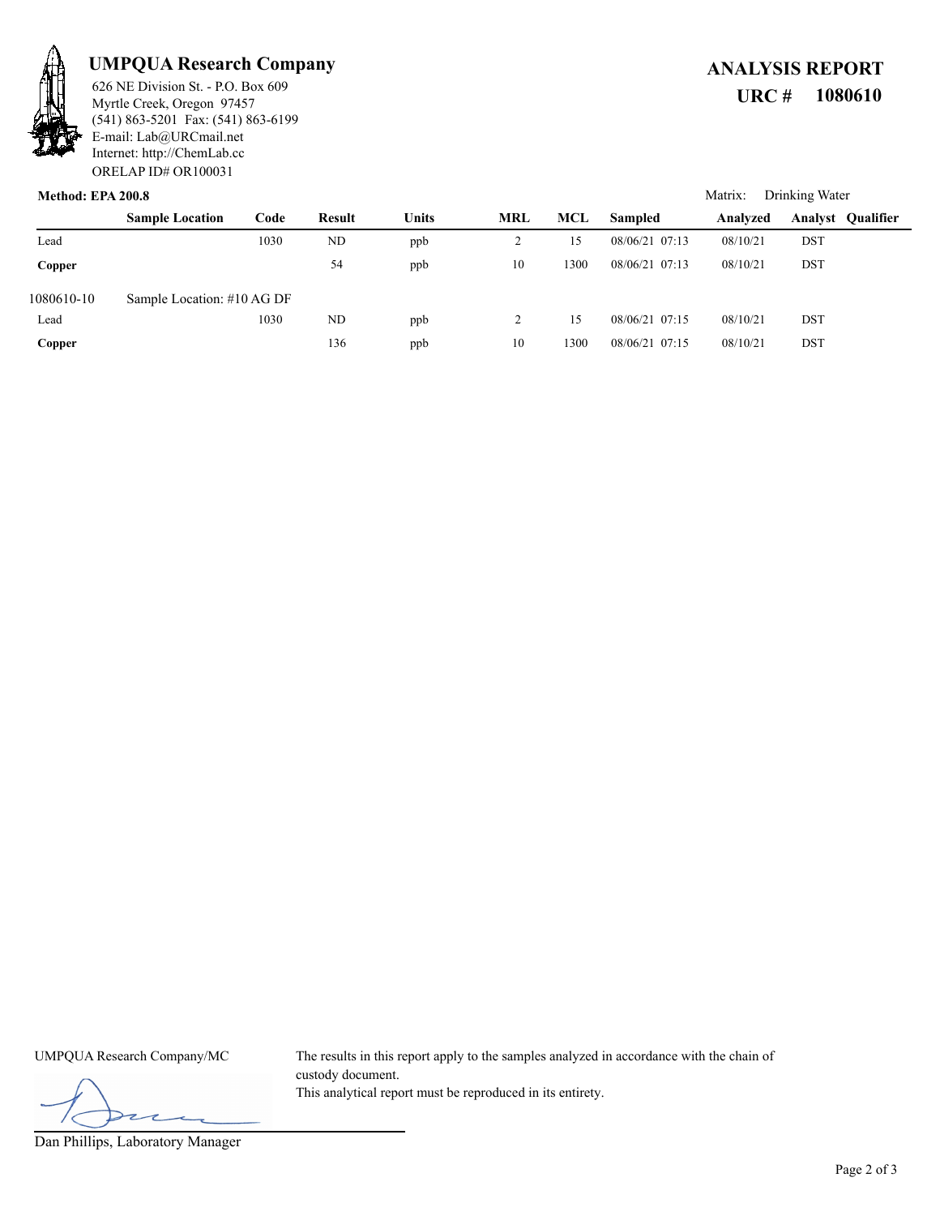**UMPQUA Research Company**

626 NE Division St. - P.O. Box 609
Myrtle Creek, Oregon 97457
(541) 863-5201 Fax: (541) 863-6199
E-mail: Lab@URCmail.net
Internet: http://ChemLab.cc
ORELAP ID# OR100031

# ANALYSIS REPORT

## URC # 1080610

**Method: EPA 200.8**

Matrix: Drinking Water

| | Sample Location | Code | Result | Units | MRL | MCL | Sampled | Analyzed | Analyst | Qualifier |
|---|---|---|---|---|---|---|---|---|---|---|
| Lead | | 1030 | ND | ppb | 2 | 15 | 08/06/21 07:13 | 08/10/21 | DST | |
| **Copper** | | | 54 | ppb | 10 | 1300 | 08/06/21 07:13 | 08/10/21 | DST | |
| 1080610-10 | Sample Location: #10 AG DF | | | | | | | | | |
| Lead | | 1030 | ND | ppb | 2 | 15 | 08/06/21 07:15 | 08/10/21 | DST | |
| **Copper** | | | 136 | ppb | 10 | 1300 | 08/06/21 07:15 | 08/10/21 | DST | |

UMPQUA Research Company/MC

Dan Phillips, Laboratory Manager

The results in this report apply to the samples analyzed in accordance with the chain of custody document.
This analytical report must be reproduced in its entirety.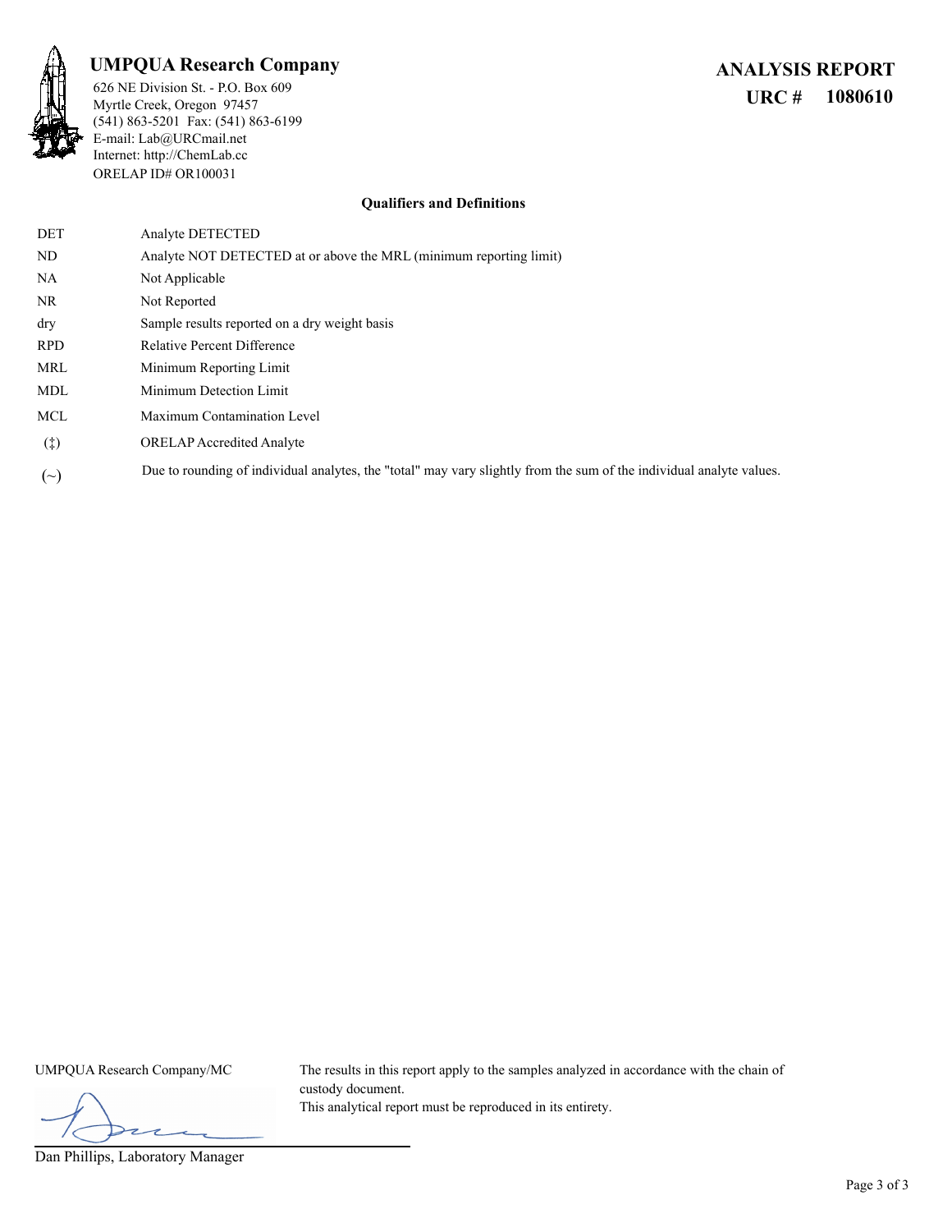**UMPQUA Research Company**

626 NE Division St. - P.O. Box 609
Myrtle Creek, Oregon 97457
(541) 863-5201 Fax: (541) 863-6199
E-mail: Lab@URCmail.net
Internet: http://ChemLab.cc
ORELAP ID# OR100031

**ANALYSIS REPORT**
**URC # 1080610**

### Qualifiers and Definitions

| | |
|---|---|
| DET | Analyte DETECTED |
| ND | Analyte NOT DETECTED at or above the MRL (minimum reporting limit) |
| NA | Not Applicable |
| NR | Not Reported |
| dry | Sample results reported on a dry weight basis |
| RPD | Relative Percent Difference |
| MRL | Minimum Reporting Limit |
| MDL | Minimum Detection Limit |
| MCL | Maximum Contamination Level |
| (‡) | ORELAP Accredited Analyte |
| (~) | Due to rounding of individual analytes, the "total" may vary slightly from the sum of the individual analyte values. |

UMPQUA Research Company/MC

Dan Phillips, Laboratory Manager

The results in this report apply to the samples analyzed in accordance with the chain of custody document.
This analytical report must be reproduced in its entirety.